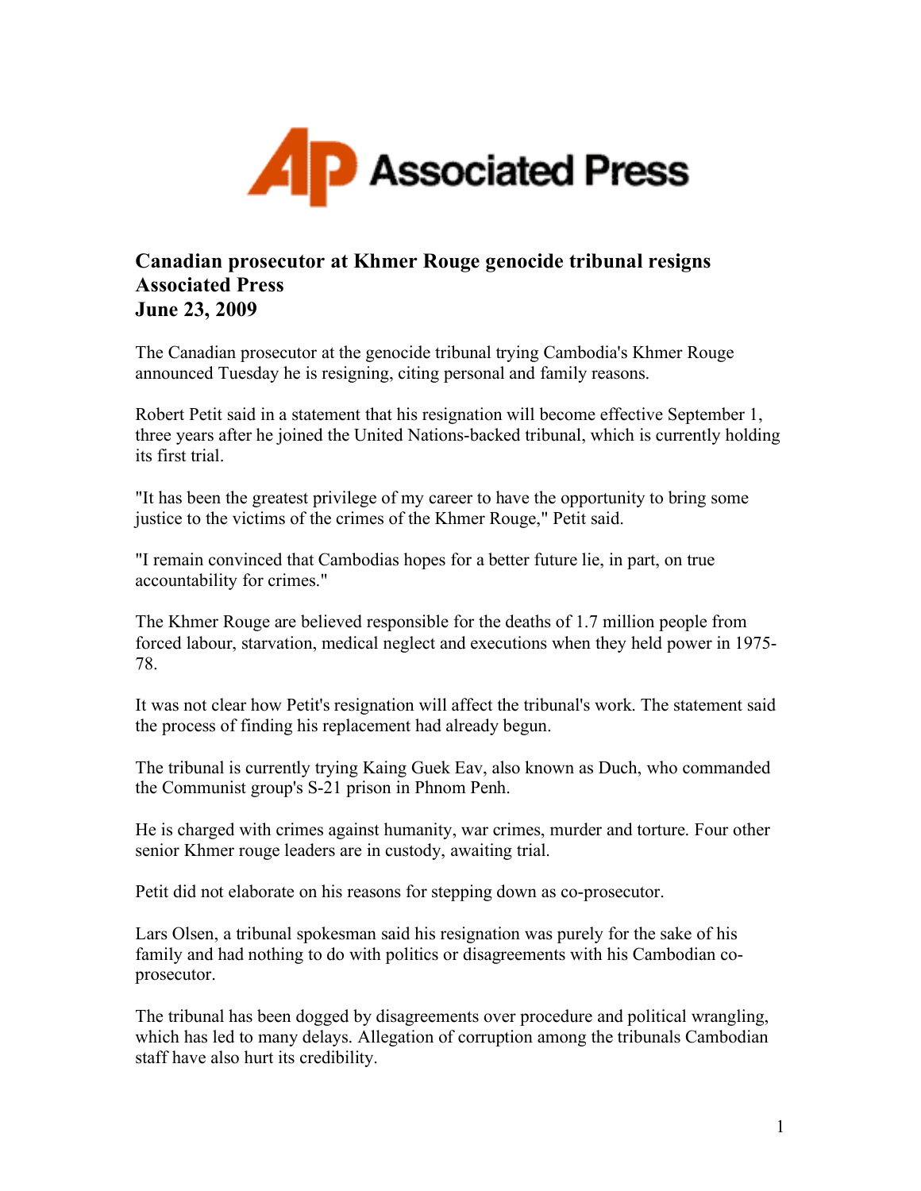Associated Press

**Canadian prosecutor at Khmer Rouge genocide tribunal resigns**
**Associated Press**
**June 23, 2009**

The Canadian prosecutor at the genocide tribunal trying Cambodia's Khmer Rouge announced Tuesday he is resigning, citing personal and family reasons.

Robert Petit said in a statement that his resignation will become effective September 1, three years after he joined the United Nations-backed tribunal, which is currently holding its first trial.

"It has been the greatest privilege of my career to have the opportunity to bring some justice to the victims of the crimes of the Khmer Rouge," Petit said.

"I remain convinced that Cambodias hopes for a better future lie, in part, on true accountability for crimes."

The Khmer Rouge are believed responsible for the deaths of 1.7 million people from forced labour, starvation, medical neglect and executions when they held power in 1975-78.

It was not clear how Petit's resignation will affect the tribunal's work. The statement said the process of finding his replacement had already begun.

The tribunal is currently trying Kaing Guek Eav, also known as Duch, who commanded the Communist group's S-21 prison in Phnom Penh.

He is charged with crimes against humanity, war crimes, murder and torture. Four other senior Khmer rouge leaders are in custody, awaiting trial.

Petit did not elaborate on his reasons for stepping down as co-prosecutor.

Lars Olsen, a tribunal spokesman said his resignation was purely for the sake of his family and had nothing to do with politics or disagreements with his Cambodian co-prosecutor.

The tribunal has been dogged by disagreements over procedure and political wrangling, which has led to many delays. Allegation of corruption among the tribunals Cambodian staff have also hurt its credibility.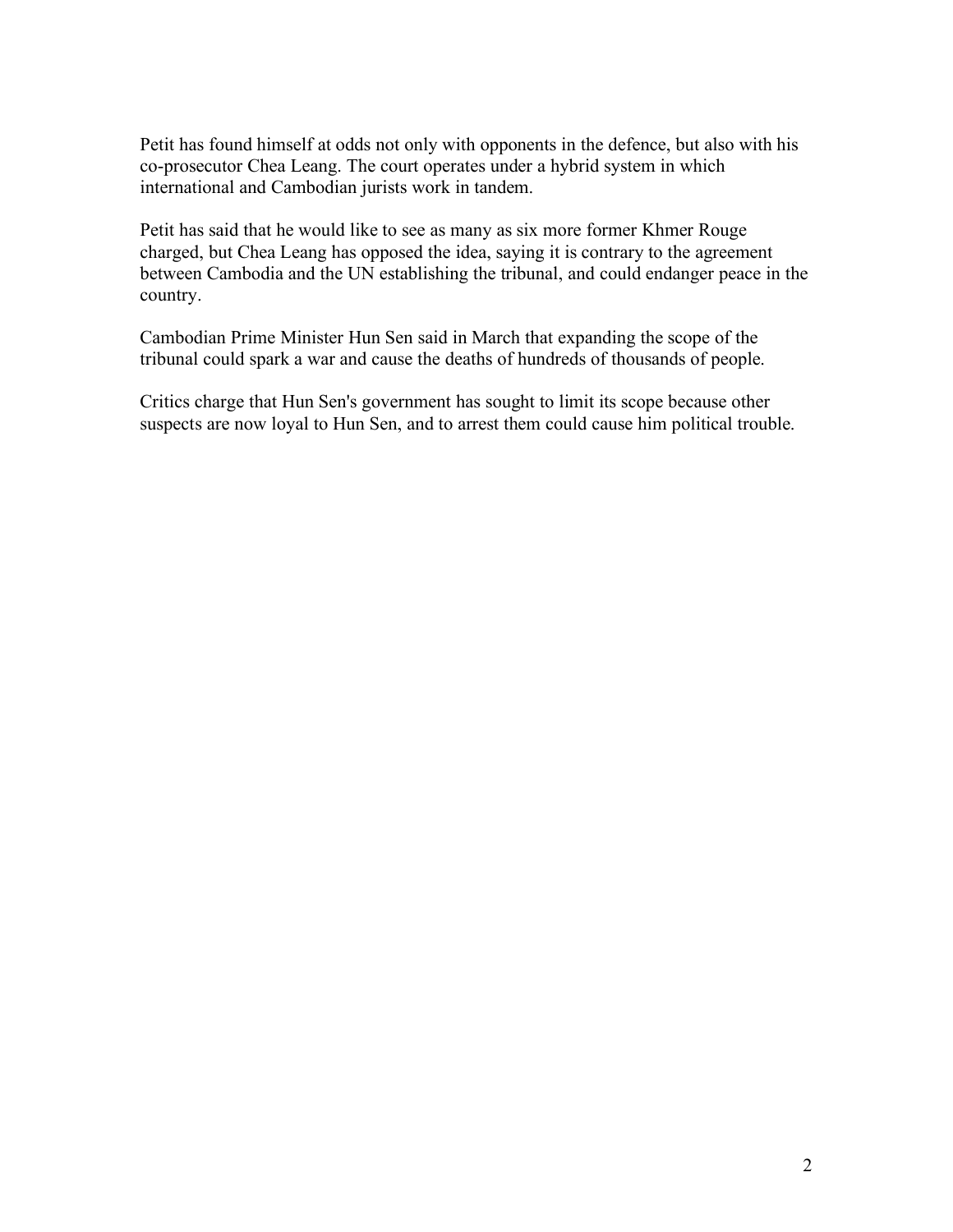Petit has found himself at odds not only with opponents in the defence, but also with his co-prosecutor Chea Leang. The court operates under a hybrid system in which international and Cambodian jurists work in tandem.

Petit has said that he would like to see as many as six more former Khmer Rouge charged, but Chea Leang has opposed the idea, saying it is contrary to the agreement between Cambodia and the UN establishing the tribunal, and could endanger peace in the country.

Cambodian Prime Minister Hun Sen said in March that expanding the scope of the tribunal could spark a war and cause the deaths of hundreds of thousands of people.

Critics charge that Hun Sen's government has sought to limit its scope because other suspects are now loyal to Hun Sen, and to arrest them could cause him political trouble.